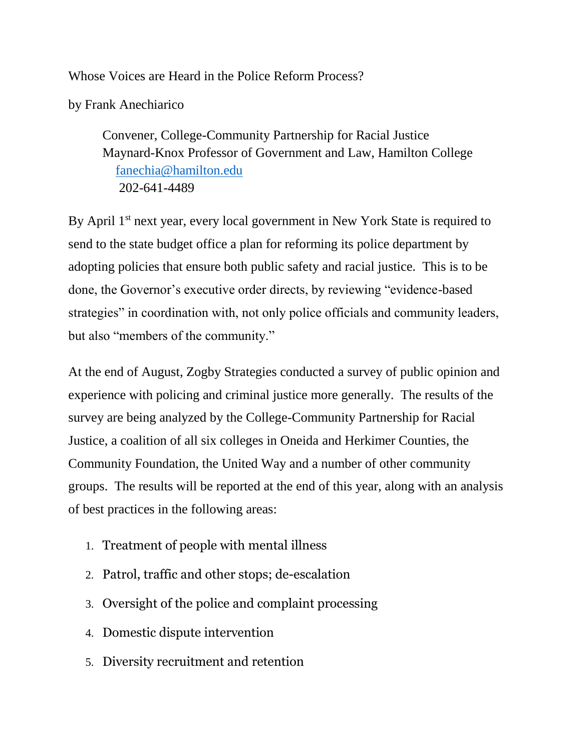# Whose Voices are Heard in the Police Reform Process?

by Frank Anechiarico

> Convener, College-Community Partnership for Racial Justice
> Maynard-Knox Professor of Government and Law, Hamilton College
> fanechia@hamilton.edu
> 202-641-4489

By April 1st next year, every local government in New York State is required to send to the state budget office a plan for reforming its police department by adopting policies that ensure both public safety and racial justice. This is to be done, the Governor's executive order directs, by reviewing "evidence-based strategies" in coordination with, not only police officials and community leaders, but also "members of the community."

At the end of August, Zogby Strategies conducted a survey of public opinion and experience with policing and criminal justice more generally. The results of the survey are being analyzed by the College-Community Partnership for Racial Justice, a coalition of all six colleges in Oneida and Herkimer Counties, the Community Foundation, the United Way and a number of other community groups. The results will be reported at the end of this year, along with an analysis of best practices in the following areas:

1. Treatment of people with mental illness
2. Patrol, traffic and other stops; de-escalation
3. Oversight of the police and complaint processing
4. Domestic dispute intervention
5. Diversity recruitment and retention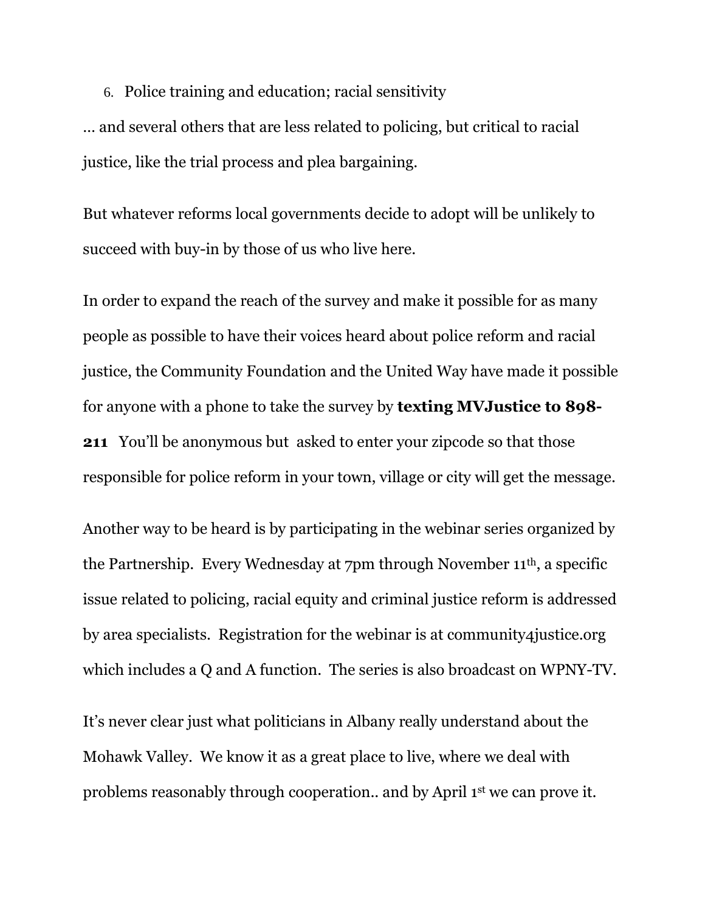6. Police training and education; racial sensitivity

… and several others that are less related to policing, but critical to racial justice, like the trial process and plea bargaining.

But whatever reforms local governments decide to adopt will be unlikely to succeed with buy-in by those of us who live here.

In order to expand the reach of the survey and make it possible for as many people as possible to have their voices heard about police reform and racial justice, the Community Foundation and the United Way have made it possible for anyone with a phone to take the survey by **texting MVJustice to 898-211** You'll be anonymous but asked to enter your zipcode so that those responsible for police reform in your town, village or city will get the message.

Another way to be heard is by participating in the webinar series organized by the Partnership. Every Wednesday at 7pm through November 11th, a specific issue related to policing, racial equity and criminal justice reform is addressed by area specialists. Registration for the webinar is at community4justice.org which includes a Q and A function. The series is also broadcast on WPNY-TV.

It's never clear just what politicians in Albany really understand about the Mohawk Valley. We know it as a great place to live, where we deal with problems reasonably through cooperation.. and by April 1st we can prove it.